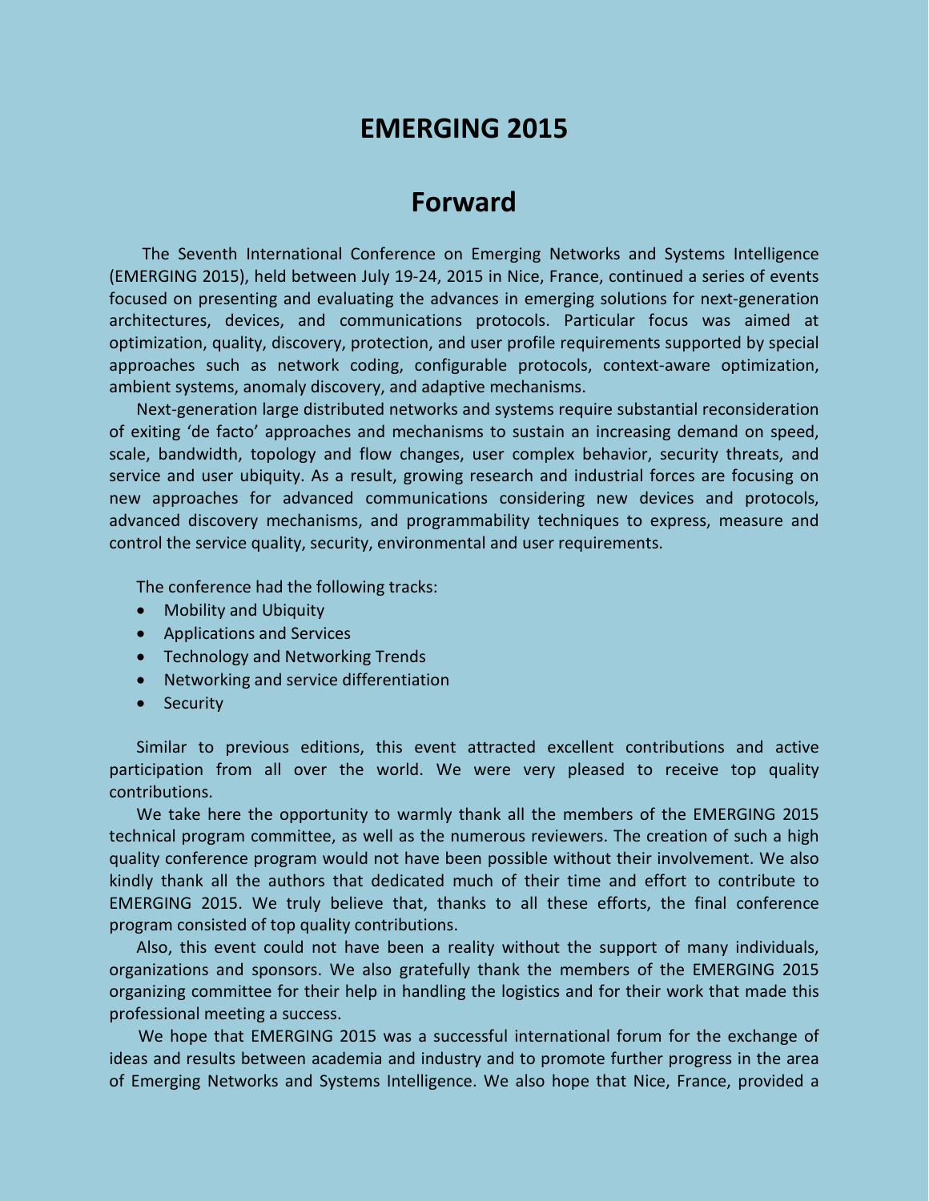# EMERGING 2015

## Forward

The Seventh International Conference on Emerging Networks and Systems Intelligence (EMERGING 2015), held between July 19-24, 2015 in Nice, France, continued a series of events focused on presenting and evaluating the advances in emerging solutions for next-generation architectures, devices, and communications protocols. Particular focus was aimed at optimization, quality, discovery, protection, and user profile requirements supported by special approaches such as network coding, configurable protocols, context-aware optimization, ambient systems, anomaly discovery, and adaptive mechanisms.

Next-generation large distributed networks and systems require substantial reconsideration of exiting 'de facto' approaches and mechanisms to sustain an increasing demand on speed, scale, bandwidth, topology and flow changes, user complex behavior, security threats, and service and user ubiquity. As a result, growing research and industrial forces are focusing on new approaches for advanced communications considering new devices and protocols, advanced discovery mechanisms, and programmability techniques to express, measure and control the service quality, security, environmental and user requirements.

The conference had the following tracks:

- Mobility and Ubiquity
- Applications and Services
- Technology and Networking Trends
- Networking and service differentiation
- Security

Similar to previous editions, this event attracted excellent contributions and active participation from all over the world. We were very pleased to receive top quality contributions.

We take here the opportunity to warmly thank all the members of the EMERGING 2015 technical program committee, as well as the numerous reviewers. The creation of such a high quality conference program would not have been possible without their involvement. We also kindly thank all the authors that dedicated much of their time and effort to contribute to EMERGING 2015. We truly believe that, thanks to all these efforts, the final conference program consisted of top quality contributions.

Also, this event could not have been a reality without the support of many individuals, organizations and sponsors. We also gratefully thank the members of the EMERGING 2015 organizing committee for their help in handling the logistics and for their work that made this professional meeting a success.

We hope that EMERGING 2015 was a successful international forum for the exchange of ideas and results between academia and industry and to promote further progress in the area of Emerging Networks and Systems Intelligence. We also hope that Nice, France, provided a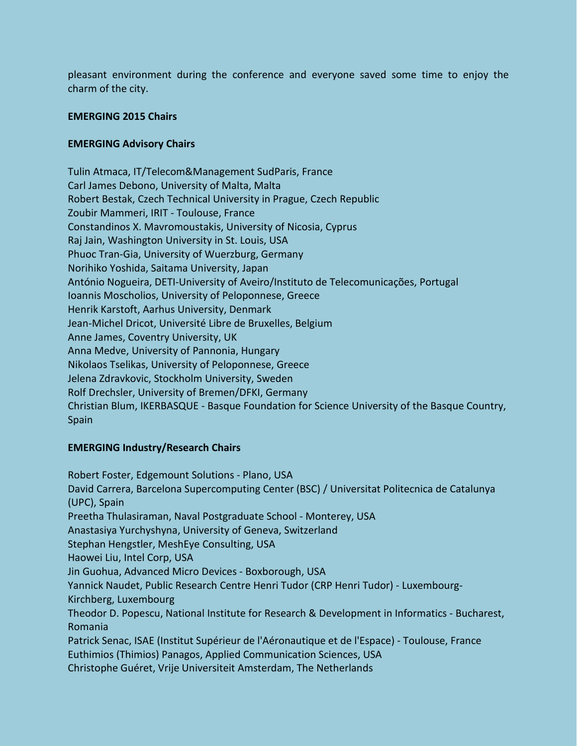pleasant environment during the conference and everyone saved some time to enjoy the charm of the city.

**EMERGING 2015 Chairs**

**EMERGING Advisory Chairs**

Tulin Atmaca, IT/Telecom&Management SudParis, France
Carl James Debono, University of Malta, Malta
Robert Bestak, Czech Technical University in Prague, Czech Republic
Zoubir Mammeri, IRIT - Toulouse, France
Constandinos X. Mavromoustakis, University of Nicosia, Cyprus
Raj Jain, Washington University in St. Louis, USA
Phuoc Tran-Gia, University of Wuerzburg, Germany
Norihiko Yoshida, Saitama University, Japan
António Nogueira, DETI-University of Aveiro/Instituto de Telecomunicações, Portugal
Ioannis Moscholios, University of Peloponnese, Greece
Henrik Karstoft, Aarhus University, Denmark
Jean-Michel Dricot, Université Libre de Bruxelles, Belgium
Anne James, Coventry University, UK
Anna Medve, University of Pannonia, Hungary
Nikolaos Tselikas, University of Peloponnese, Greece
Jelena Zdravkovic, Stockholm University, Sweden
Rolf Drechsler, University of Bremen/DFKI, Germany
Christian Blum, IKERBASQUE - Basque Foundation for Science University of the Basque Country, Spain

**EMERGING Industry/Research Chairs**

Robert Foster, Edgemount Solutions - Plano, USA
David Carrera, Barcelona Supercomputing Center (BSC) / Universitat Politecnica de Catalunya (UPC), Spain
Preetha Thulasiraman, Naval Postgraduate School - Monterey, USA
Anastasiya Yurchyshyna, University of Geneva, Switzerland
Stephan Hengstler, MeshEye Consulting, USA
Haowei Liu, Intel Corp, USA
Jin Guohua, Advanced Micro Devices - Boxborough, USA
Yannick Naudet, Public Research Centre Henri Tudor (CRP Henri Tudor) - Luxembourg-Kirchberg, Luxembourg
Theodor D. Popescu, National Institute for Research & Development in Informatics - Bucharest, Romania
Patrick Senac, ISAE (Institut Supérieur de l'Aéronautique et de l'Espace) - Toulouse, France
Euthimios (Thimios) Panagos, Applied Communication Sciences, USA
Christophe Guéret, Vrije Universiteit Amsterdam, The Netherlands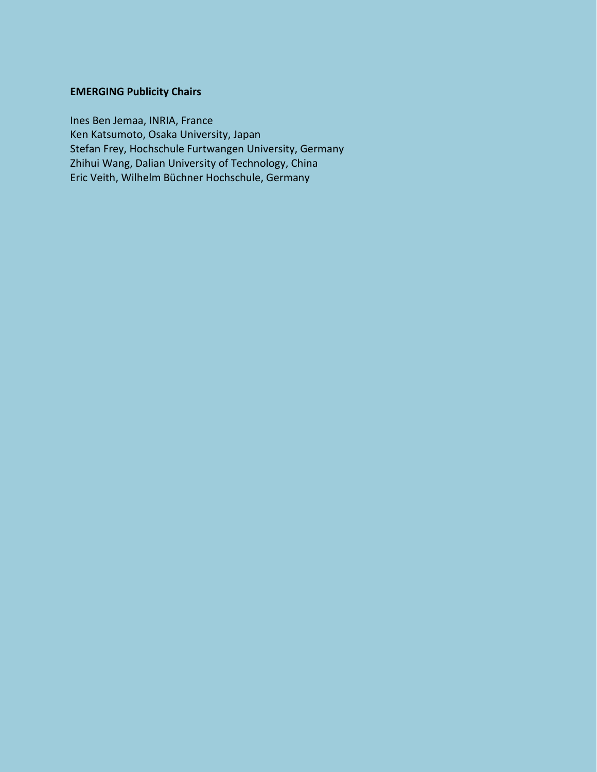**EMERGING Publicity Chairs**

Ines Ben Jemaa, INRIA, France
Ken Katsumoto, Osaka University, Japan
Stefan Frey, Hochschule Furtwangen University, Germany
Zhihui Wang, Dalian University of Technology, China
Eric Veith, Wilhelm Büchner Hochschule, Germany